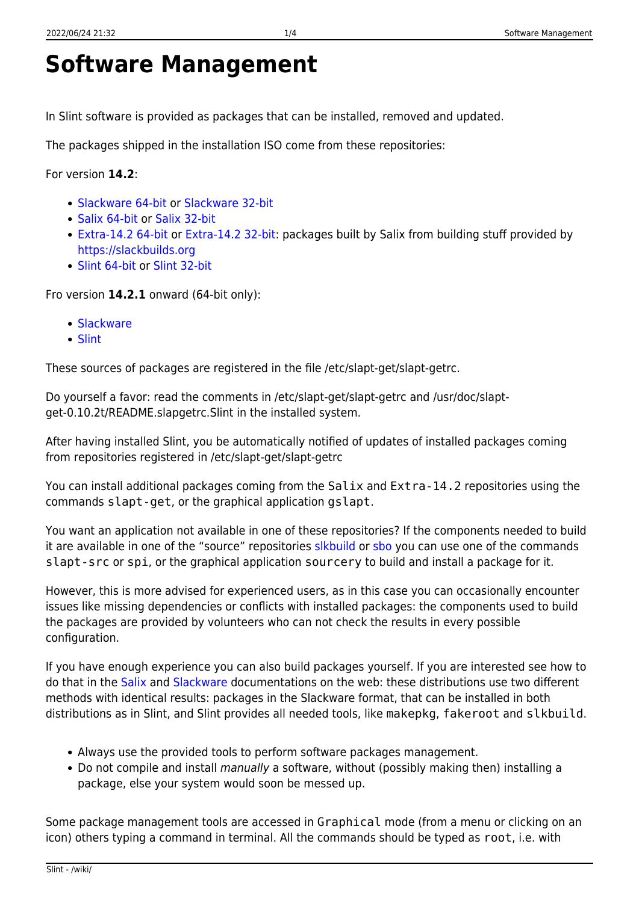# Software Management

In Slint software is provided as packages that can be installed, removed and updated.

The packages shipped in the installation ISO come from these repositories:

For version **14.2**:

- Slackware 64-bit or Slackware 32-bit
- Salix 64-bit or Salix 32-bit
- Extra-14.2 64-bit or Extra-14.2 32-bit: packages built by Salix from building stuff provided by https://slackbuilds.org
- Slint 64-bit or Slint 32-bit

Fro version **14.2.1** onward (64-bit only):

- Slackware
- Slint

These sources of packages are registered in the file /etc/slapt-get/slapt-getrc.

Do yourself a favor: read the comments in /etc/slapt-get/slapt-getrc and /usr/doc/slapt-get-0.10.2t/README.slapgetrc.Slint in the installed system.

After having installed Slint, you be automatically notified of updates of installed packages coming from repositories registered in /etc/slapt-get/slapt-getrc

You can install additional packages coming from the `Salix` and `Extra-14.2` repositories using the commands `slapt-get`, or the graphical application `gslapt`.

You want an application not available in one of these repositories? If the components needed to build it are available in one of the "source" repositories slkbuild or sbo you can use one of the commands `slapt-src` or `spi`, or the graphical application `sourcery` to build and install a package for it.

However, this is more advised for experienced users, as in this case you can occasionally encounter issues like missing dependencies or conflicts with installed packages: the components used to build the packages are provided by volunteers who can not check the results in every possible configuration.

If you have enough experience you can also build packages yourself. If you are interested see how to do that in the Salix and Slackware documentations on the web: these distributions use two different methods with identical results: packages in the Slackware format, that can be installed in both distributions as in Slint, and Slint provides all needed tools, like `makepkg`, `fakeroot` and `slkbuild`.

- Always use the provided tools to perform software packages management.
- Do not compile and install *manually* a software, without (possibly making then) installing a package, else your system would soon be messed up.

Some package management tools are accessed in `Graphical` mode (from a menu or clicking on an icon) others typing a command in terminal. All the commands should be typed as `root`, i.e. with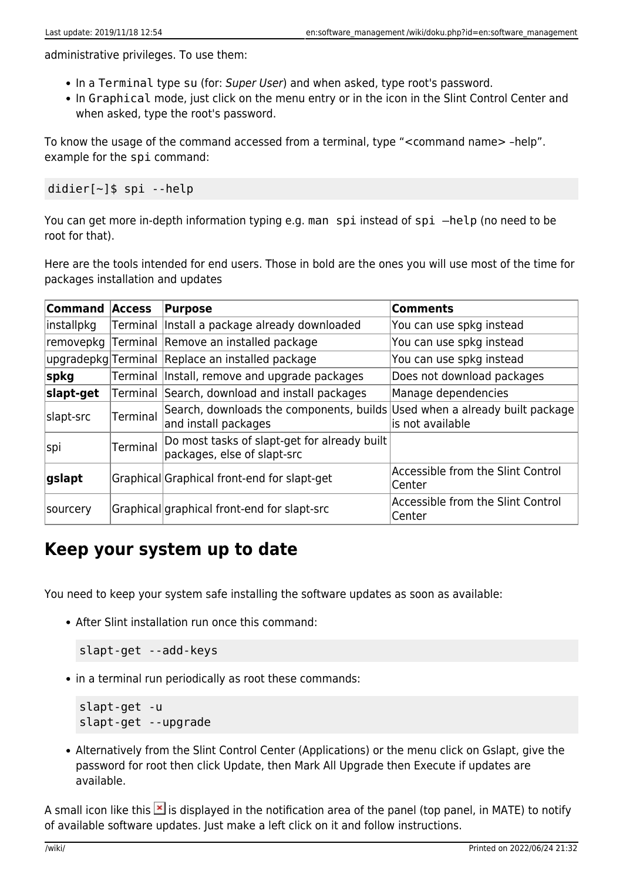administrative privileges. To use them:

- In a Terminal type su (for: *Super User*) and when asked, type root's password.
- In Graphical mode, just click on the menu entry or in the icon in the Slint Control Center and when asked, type the root's password.

To know the usage of the command accessed from a terminal, type "<command name> –help". example for the spi command:

```
didier[~]$ spi --help
```

You can get more in-depth information typing e.g. man spi instead of spi —help (no need to be root for that).

Here are the tools intended for end users. Those in bold are the ones you will use most of the time for packages installation and updates

| Command | Access | Purpose | Comments |
|---|---|---|---|
| installpkg | Terminal | Install a package already downloaded | You can use spkg instead |
| removepkg | Terminal | Remove an installed package | You can use spkg instead |
| upgradepkg | Terminal | Replace an installed package | You can use spkg instead |
| **spkg** | Terminal | Install, remove and upgrade packages | Does not download packages |
| **slapt-get** | Terminal | Search, download and install packages | Manage dependencies |
| slapt-src | Terminal | Search, downloads the components, builds and install packages | Used when a already built package is not available |
| spi | Terminal | Do most tasks of slapt-get for already built packages, else of slapt-src | |
| **gslapt** | Graphical | Graphical front-end for slapt-get | Accessible from the Slint Control Center |
| sourcery | Graphical | graphical front-end for slapt-src | Accessible from the Slint Control Center |

## Keep your system up to date

You need to keep your system safe installing the software updates as soon as available:

- After Slint installation run once this command:

```
slapt-get --add-keys
```

- in a terminal run periodically as root these commands:

```
slapt-get -u
slapt-get --upgrade
```

- Alternatively from the Slint Control Center (Applications) or the menu click on Gslapt, give the password for root then click Update, then Mark All Upgrade then Execute if updates are available.

A small icon like this is displayed in the notification area of the panel (top panel, in MATE) to notify of available software updates. Just make a left click on it and follow instructions.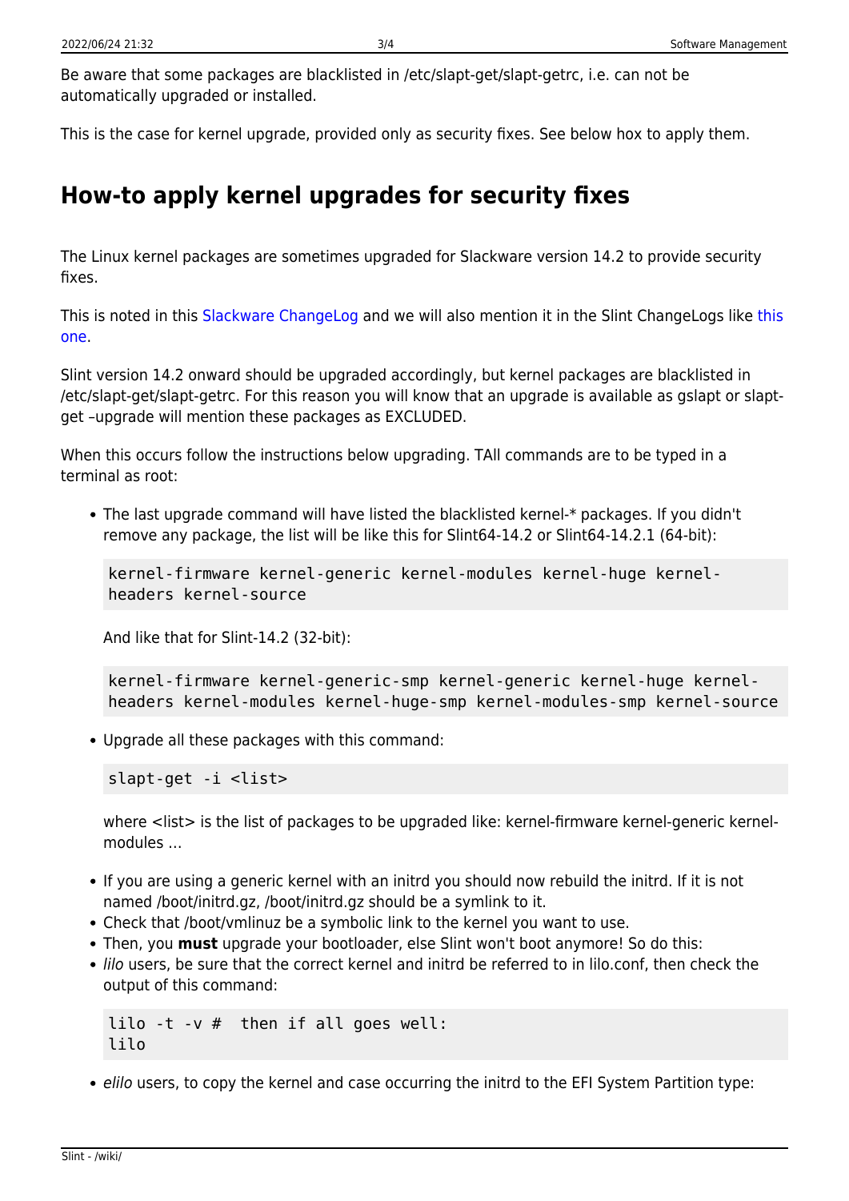Be aware that some packages are blacklisted in /etc/slapt-get/slapt-getrc, i.e. can not be automatically upgraded or installed.

This is the case for kernel upgrade, provided only as security fixes. See below hox to apply them.

## How-to apply kernel upgrades for security fixes

The Linux kernel packages are sometimes upgraded for Slackware version 14.2 to provide security fixes.

This is noted in this Slackware ChangeLog and we will also mention it in the Slint ChangeLogs like this one.

Slint version 14.2 onward should be upgraded accordingly, but kernel packages are blacklisted in /etc/slapt-get/slapt-getrc. For this reason you will know that an upgrade is available as gslapt or slapt-get –upgrade will mention these packages as EXCLUDED.

When this occurs follow the instructions below upgrading. TAll commands are to be typed in a terminal as root:

- The last upgrade command will have listed the blacklisted kernel-* packages. If you didn't remove any package, the list will be like this for Slint64-14.2 or Slint64-14.2.1 (64-bit):

  ```
  kernel-firmware kernel-generic kernel-modules kernel-huge kernel-headers kernel-source
  ```

  And like that for Slint-14.2 (32-bit):

  ```
  kernel-firmware kernel-generic-smp kernel-generic kernel-huge kernel-headers kernel-modules kernel-huge-smp kernel-modules-smp kernel-source
  ```

- Upgrade all these packages with this command:

  ```
  slapt-get -i <list>
  ```

  where <list> is the list of packages to be upgraded like: kernel-firmware kernel-generic kernel-modules …

- If you are using a generic kernel with an initrd you should now rebuild the initrd. If it is not named /boot/initrd.gz, /boot/initrd.gz should be a symlink to it.
- Check that /boot/vmlinuz be a symbolic link to the kernel you want to use.
- Then, you **must** upgrade your bootloader, else Slint won't boot anymore! So do this:
- *lilo* users, be sure that the correct kernel and initrd be referred to in lilo.conf, then check the output of this command:

  ```
  lilo -t -v #  then if all goes well:
  lilo
  ```

- *elilo* users, to copy the kernel and case occurring the initrd to the EFI System Partition type: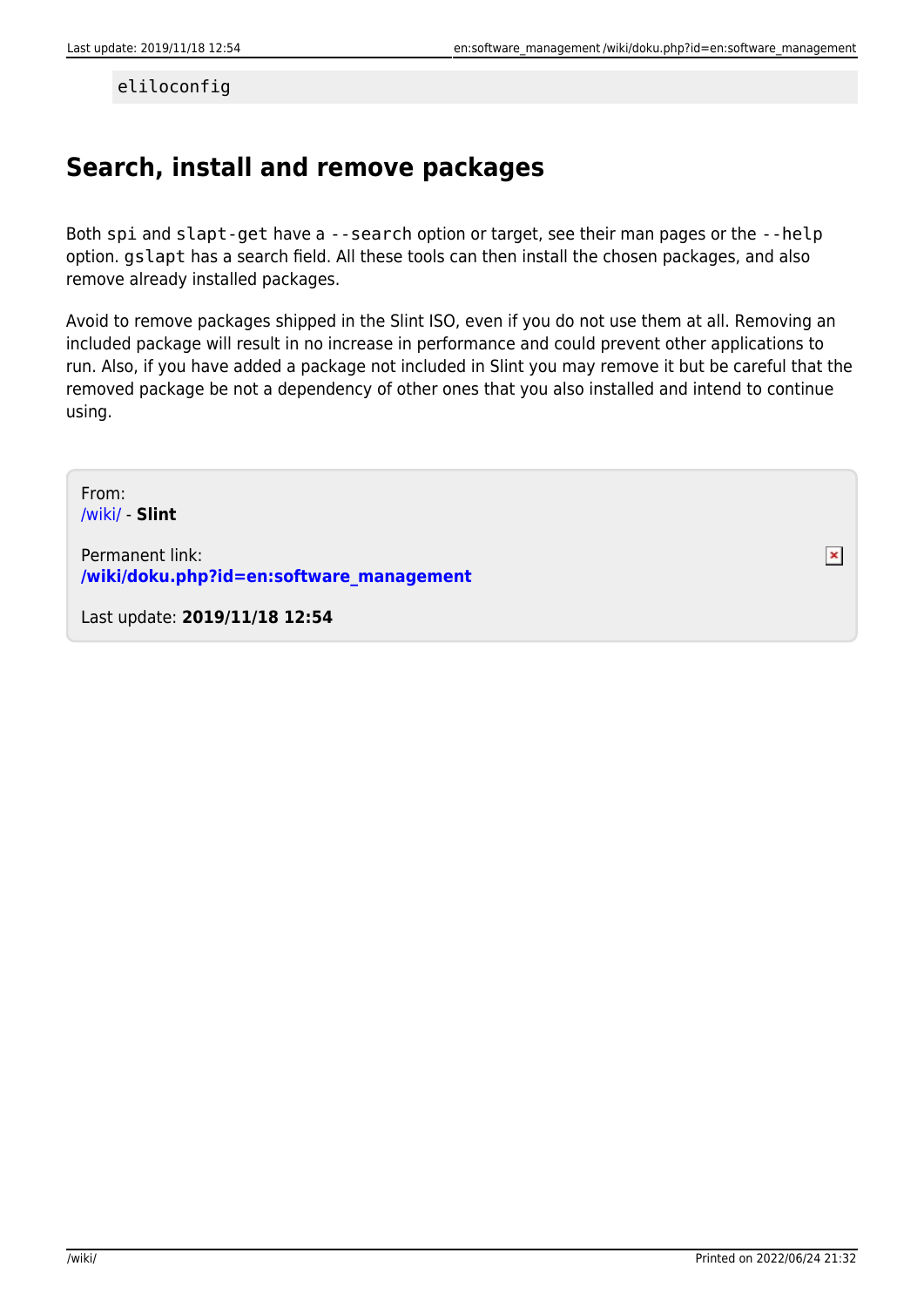```
eliloconfig
```

## Search, install and remove packages

Both `spi` and `slapt-get` have a `--search` option or target, see their man pages or the `--help` option. `gslapt` has a search field. All these tools can then install the chosen packages, and also remove already installed packages.

Avoid to remove packages shipped in the Slint ISO, even if you do not use them at all. Removing an included package will result in no increase in performance and could prevent other applications to run. Also, if you have added a package not included in Slint you may remove it but be careful that the removed package be not a dependency of other ones that you also installed and intend to continue using.

From:
/wiki/ - **Slint**

Permanent link:
**/wiki/doku.php?id=en:software_management**

Last update: **2019/11/18 12:54**